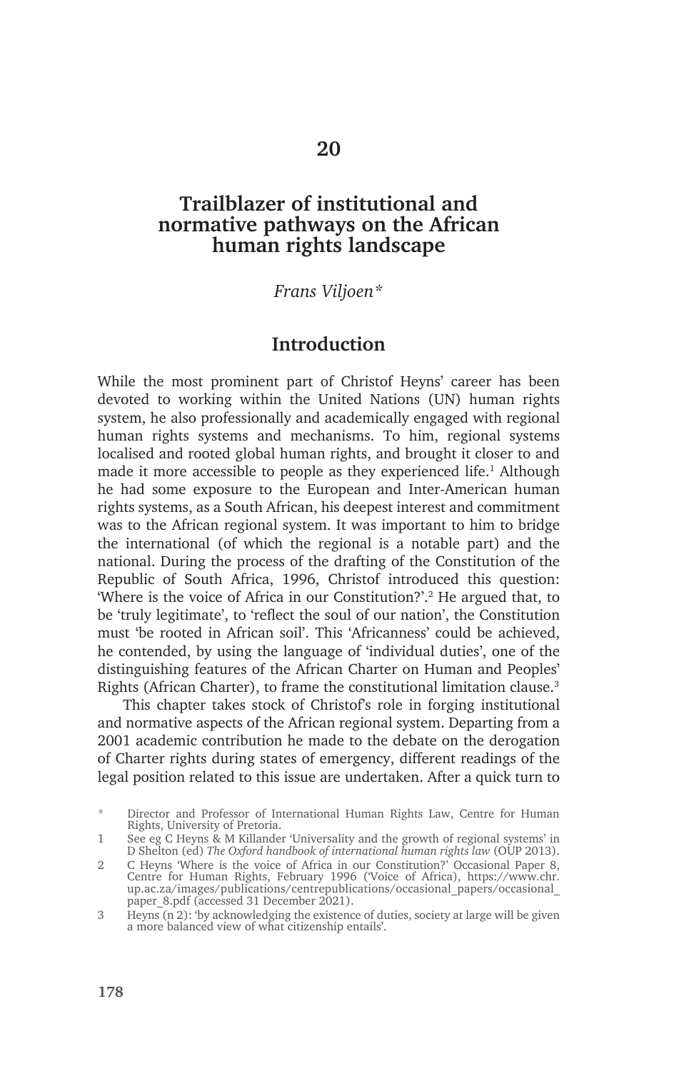# 20

## Trailblazer of institutional and normative pathways on the African human rights landscape

*Frans Viljoen\**

### Introduction

While the most prominent part of Christof Heyns' career has been devoted to working within the United Nations (UN) human rights system, he also professionally and academically engaged with regional human rights systems and mechanisms. To him, regional systems localised and rooted global human rights, and brought it closer to and made it more accessible to people as they experienced life.[1] Although he had some exposure to the European and Inter-American human rights systems, as a South African, his deepest interest and commitment was to the African regional system. It was important to him to bridge the international (of which the regional is a notable part) and the national. During the process of the drafting of the Constitution of the Republic of South Africa, 1996, Christof introduced this question: 'Where is the voice of Africa in our Constitution?'.[2] He argued that, to be 'truly legitimate', to 'reflect the soul of our nation', the Constitution must 'be rooted in African soil'. This 'Africanness' could be achieved, he contended, by using the language of 'individual duties', one of the distinguishing features of the African Charter on Human and Peoples' Rights (African Charter), to frame the constitutional limitation clause.[3]

This chapter takes stock of Christof's role in forging institutional and normative aspects of the African regional system. Departing from a 2001 academic contribution he made to the debate on the derogation of Charter rights during states of emergency, different readings of the legal position related to this issue are undertaken. After a quick turn to

\* Director and Professor of International Human Rights Law, Centre for Human Rights, University of Pretoria.

1 See eg C Heyns & M Killander 'Universality and the growth of regional systems' in D Shelton (ed) *The Oxford handbook of international human rights law* (OUP 2013).

2 C Heyns 'Where is the voice of Africa in our Constitution?' Occasional Paper 8, Centre for Human Rights, February 1996 ('Voice of Africa'), https://www.chr.up.ac.za/images/publications/centrepublications/occasional_papers/occasional_paper_8.pdf (accessed 31 December 2021).

3 Heyns (n 2): 'by acknowledging the existence of duties, society at large will be given a more balanced view of what citizenship entails'.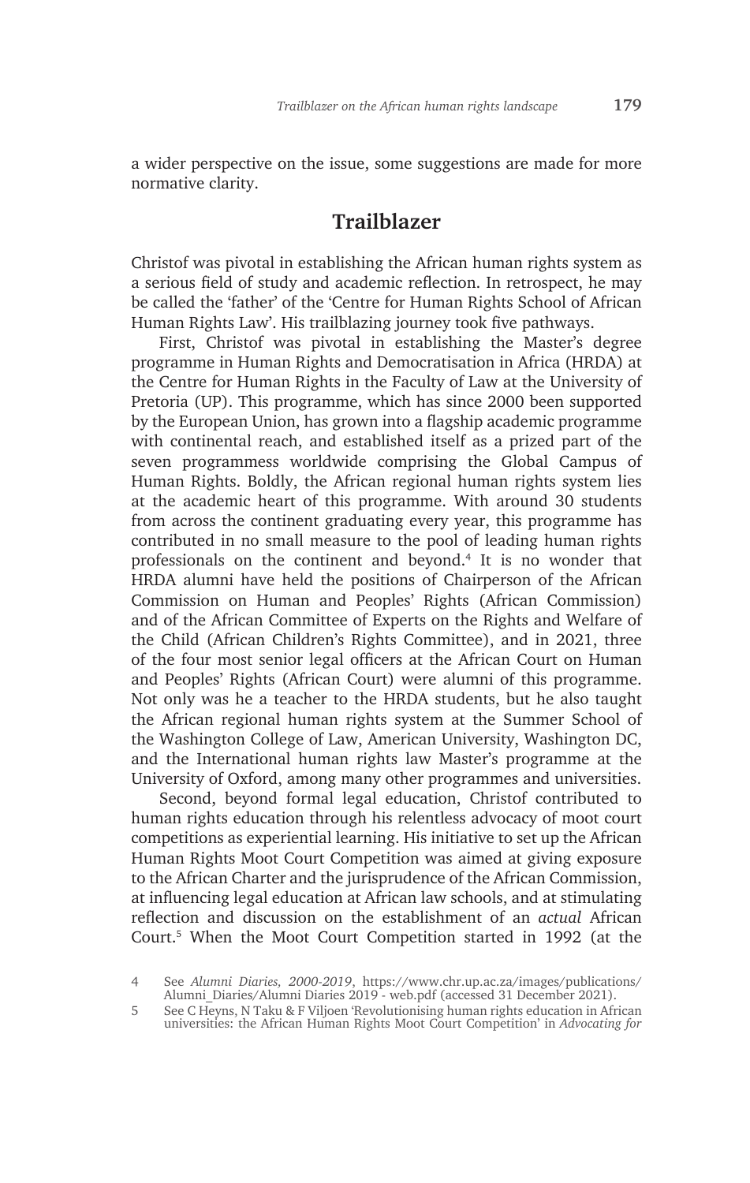a wider perspective on the issue, some suggestions are made for more normative clarity.

## Trailblazer

Christof was pivotal in establishing the African human rights system as a serious field of study and academic reflection. In retrospect, he may be called the 'father' of the 'Centre for Human Rights School of African Human Rights Law'. His trailblazing journey took five pathways.

First, Christof was pivotal in establishing the Master's degree programme in Human Rights and Democratisation in Africa (HRDA) at the Centre for Human Rights in the Faculty of Law at the University of Pretoria (UP). This programme, which has since 2000 been supported by the European Union, has grown into a flagship academic programme with continental reach, and established itself as a prized part of the seven programmess worldwide comprising the Global Campus of Human Rights. Boldly, the African regional human rights system lies at the academic heart of this programme. With around 30 students from across the continent graduating every year, this programme has contributed in no small measure to the pool of leading human rights professionals on the continent and beyond.[4] It is no wonder that HRDA alumni have held the positions of Chairperson of the African Commission on Human and Peoples' Rights (African Commission) and of the African Committee of Experts on the Rights and Welfare of the Child (African Children's Rights Committee), and in 2021, three of the four most senior legal officers at the African Court on Human and Peoples' Rights (African Court) were alumni of this programme. Not only was he a teacher to the HRDA students, but he also taught the African regional human rights system at the Summer School of the Washington College of Law, American University, Washington DC, and the International human rights law Master's programme at the University of Oxford, among many other programmes and universities.

Second, beyond formal legal education, Christof contributed to human rights education through his relentless advocacy of moot court competitions as experiential learning. His initiative to set up the African Human Rights Moot Court Competition was aimed at giving exposure to the African Charter and the jurisprudence of the African Commission, at influencing legal education at African law schools, and at stimulating reflection and discussion on the establishment of an *actual* African Court.[5] When the Moot Court Competition started in 1992 (at the

4 See *Alumni Diaries, 2000-2019*, https://www.chr.up.ac.za/images/publications/Alumni_Diaries/Alumni Diaries 2019 - web.pdf (accessed 31 December 2021).

5 See C Heyns, N Taku & F Viljoen 'Revolutionising human rights education in African universities: the African Human Rights Moot Court Competition' in *Advocating for*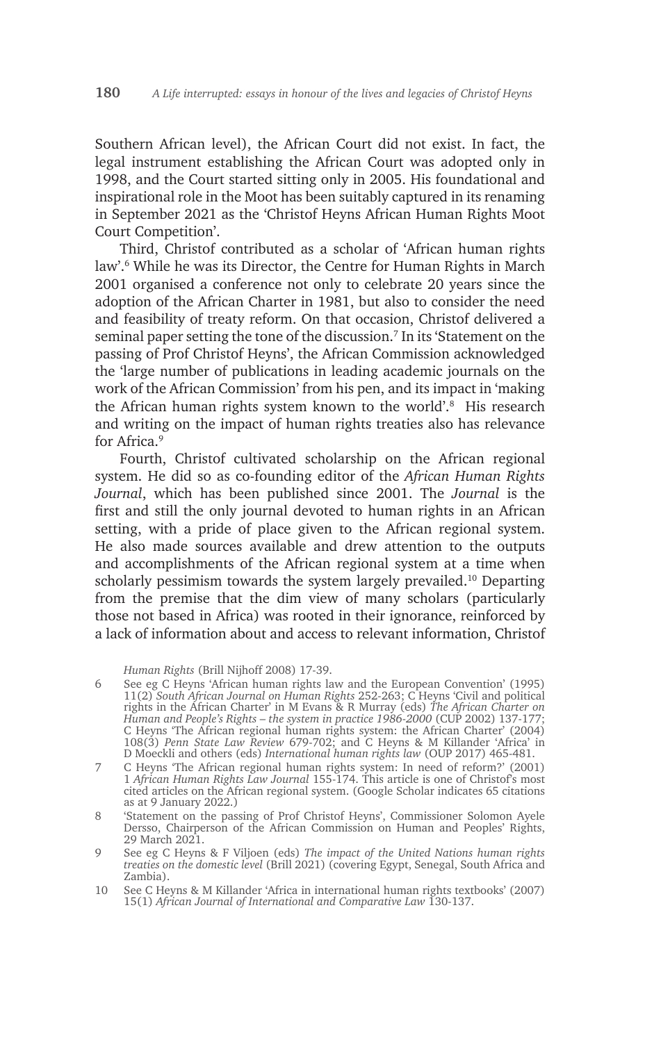Southern African level), the African Court did not exist. In fact, the legal instrument establishing the African Court was adopted only in 1998, and the Court started sitting only in 2005. His foundational and inspirational role in the Moot has been suitably captured in its renaming in September 2021 as the 'Christof Heyns African Human Rights Moot Court Competition'.

Third, Christof contributed as a scholar of 'African human rights law'.[6] While he was its Director, the Centre for Human Rights in March 2001 organised a conference not only to celebrate 20 years since the adoption of the African Charter in 1981, but also to consider the need and feasibility of treaty reform. On that occasion, Christof delivered a seminal paper setting the tone of the discussion.[7] In its 'Statement on the passing of Prof Christof Heyns', the African Commission acknowledged the 'large number of publications in leading academic journals on the work of the African Commission' from his pen, and its impact in 'making the African human rights system known to the world'.[8] His research and writing on the impact of human rights treaties also has relevance for Africa.[9]

Fourth, Christof cultivated scholarship on the African regional system. He did so as co-founding editor of the *African Human Rights Journal*, which has been published since 2001. The *Journal* is the first and still the only journal devoted to human rights in an African setting, with a pride of place given to the African regional system. He also made sources available and drew attention to the outputs and accomplishments of the African regional system at a time when scholarly pessimism towards the system largely prevailed.[10] Departing from the premise that the dim view of many scholars (particularly those not based in Africa) was rooted in their ignorance, reinforced by a lack of information about and access to relevant information, Christof

*Human Rights* (Brill Nijhoff 2008) 17-39.

6 See eg C Heyns 'African human rights law and the European Convention' (1995) 11(2) *South African Journal on Human Rights* 252-263; C Heyns 'Civil and political rights in the African Charter' in M Evans & R Murray (eds) *The African Charter on Human and People's Rights – the system in practice 1986-2000* (CUP 2002) 137-177; C Heyns 'The African regional human rights system: the African Charter' (2004) 108(3) *Penn State Law Review* 679-702; and C Heyns & M Killander 'Africa' in D Moeckli and others (eds) *International human rights law* (OUP 2017) 465-481.

7 C Heyns 'The African regional human rights system: In need of reform?' (2001) 1 *African Human Rights Law Journal* 155-174. This article is one of Christof's most cited articles on the African regional system. (Google Scholar indicates 65 citations as at 9 January 2022.)

8 'Statement on the passing of Prof Christof Heyns', Commissioner Solomon Ayele Dersso, Chairperson of the African Commission on Human and Peoples' Rights, 29 March 2021.

9 See eg C Heyns & F Viljoen (eds) *The impact of the United Nations human rights treaties on the domestic level* (Brill 2021) (covering Egypt, Senegal, South Africa and Zambia).

10 See C Heyns & M Killander 'Africa in international human rights textbooks' (2007) 15(1) *African Journal of International and Comparative Law* 130-137.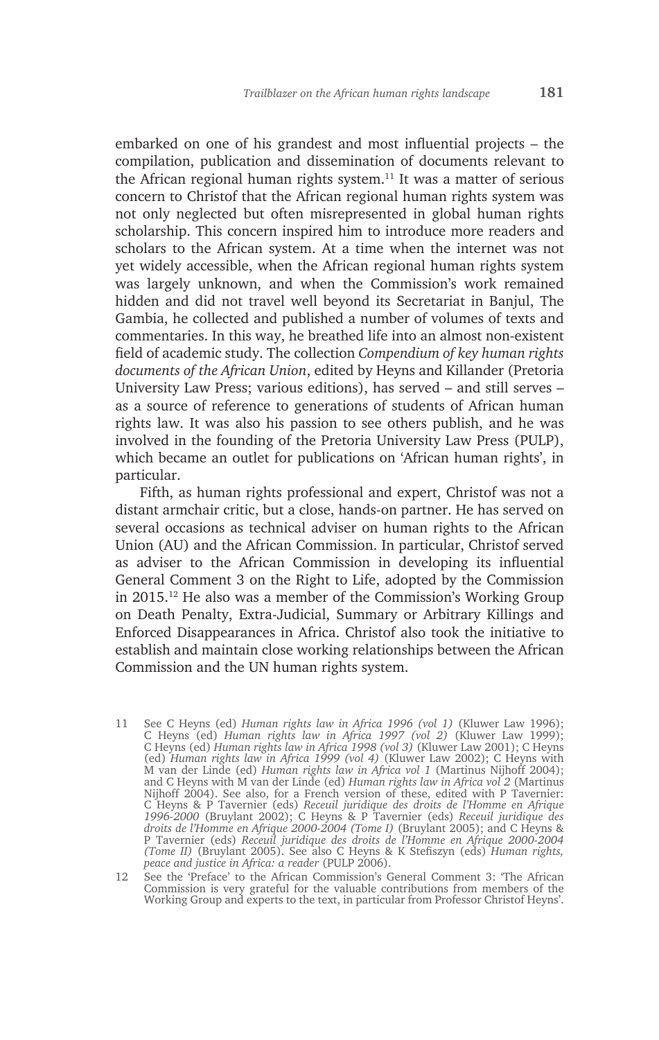embarked on one of his grandest and most influential projects – the compilation, publication and dissemination of documents relevant to the African regional human rights system.[11] It was a matter of serious concern to Christof that the African regional human rights system was not only neglected but often misrepresented in global human rights scholarship. This concern inspired him to introduce more readers and scholars to the African system. At a time when the internet was not yet widely accessible, when the African regional human rights system was largely unknown, and when the Commission's work remained hidden and did not travel well beyond its Secretariat in Banjul, The Gambia, he collected and published a number of volumes of texts and commentaries. In this way, he breathed life into an almost non-existent field of academic study. The collection *Compendium of key human rights documents of the African Union*, edited by Heyns and Killander (Pretoria University Law Press; various editions), has served – and still serves – as a source of reference to generations of students of African human rights law. It was also his passion to see others publish, and he was involved in the founding of the Pretoria University Law Press (PULP), which became an outlet for publications on 'African human rights', in particular.

Fifth, as human rights professional and expert, Christof was not a distant armchair critic, but a close, hands-on partner. He has served on several occasions as technical adviser on human rights to the African Union (AU) and the African Commission. In particular, Christof served as adviser to the African Commission in developing its influential General Comment 3 on the Right to Life, adopted by the Commission in 2015.[12] He also was a member of the Commission's Working Group on Death Penalty, Extra-Judicial, Summary or Arbitrary Killings and Enforced Disappearances in Africa. Christof also took the initiative to establish and maintain close working relationships between the African Commission and the UN human rights system.

11 See C Heyns (ed) *Human rights law in Africa 1996 (vol 1)* (Kluwer Law 1996); C Heyns (ed) *Human rights law in Africa 1997 (vol 2)* (Kluwer Law 1999); C Heyns (ed) *Human rights law in Africa 1998 (vol 3)* (Kluwer Law 2001); C Heyns (ed) *Human rights law in Africa 1999 (vol 4)* (Kluwer Law 2002); C Heyns with M van der Linde (ed) *Human rights law in Africa vol 1* (Martinus Nijhoff 2004); and C Heyns with M van der Linde (ed) *Human rights law in Africa vol 2* (Martinus Nijhoff 2004). See also, for a French version of these, edited with P Tavernier: C Heyns & P Tavernier (eds) *Receuil juridique des droits de l'Homme en Afrique 1996-2000* (Bruylant 2002); C Heyns & P Tavernier (eds) *Receuil juridique des droits de l'Homme en Afrique 2000-2004 (Tome I)* (Bruylant 2005); and C Heyns & P Tavernier (eds) *Receuil juridique des droits de l'Homme en Afrique 2000-2004 (Tome II)* (Bruylant 2005). See also C Heyns & K Stefiszyn (eds) *Human rights, peace and justice in Africa: a reader* (PULP 2006).

12 See the 'Preface' to the African Commission's General Comment 3: 'The African Commission is very grateful for the valuable contributions from members of the Working Group and experts to the text, in particular from Professor Christof Heyns'.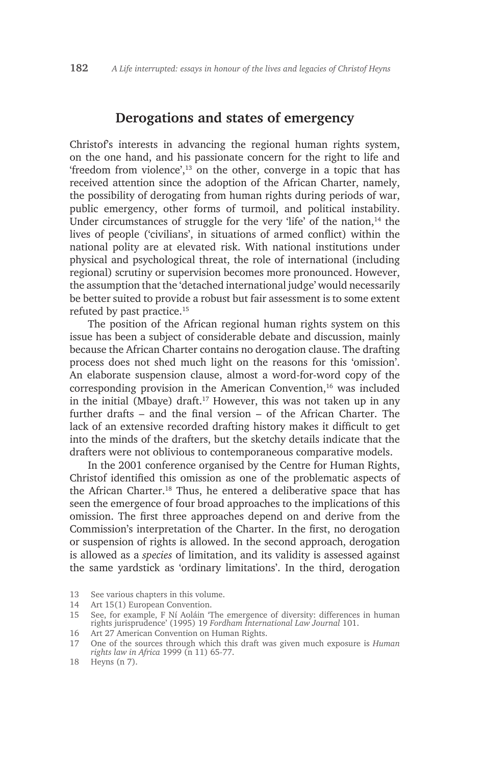## Derogations and states of emergency

Christof's interests in advancing the regional human rights system, on the one hand, and his passionate concern for the right to life and 'freedom from violence',[13] on the other, converge in a topic that has received attention since the adoption of the African Charter, namely, the possibility of derogating from human rights during periods of war, public emergency, other forms of turmoil, and political instability. Under circumstances of struggle for the very 'life' of the nation,[14] the lives of people ('civilians', in situations of armed conflict) within the national polity are at elevated risk. With national institutions under physical and psychological threat, the role of international (including regional) scrutiny or supervision becomes more pronounced. However, the assumption that the 'detached international judge' would necessarily be better suited to provide a robust but fair assessment is to some extent refuted by past practice.[15]

The position of the African regional human rights system on this issue has been a subject of considerable debate and discussion, mainly because the African Charter contains no derogation clause. The drafting process does not shed much light on the reasons for this 'omission'. An elaborate suspension clause, almost a word-for-word copy of the corresponding provision in the American Convention,[16] was included in the initial (Mbaye) draft.[17] However, this was not taken up in any further drafts – and the final version – of the African Charter. The lack of an extensive recorded drafting history makes it difficult to get into the minds of the drafters, but the sketchy details indicate that the drafters were not oblivious to contemporaneous comparative models.

In the 2001 conference organised by the Centre for Human Rights, Christof identified this omission as one of the problematic aspects of the African Charter.[18] Thus, he entered a deliberative space that has seen the emergence of four broad approaches to the implications of this omission. The first three approaches depend on and derive from the Commission's interpretation of the Charter. In the first, no derogation or suspension of rights is allowed. In the second approach, derogation is allowed as a *species* of limitation, and its validity is assessed against the same yardstick as 'ordinary limitations'. In the third, derogation

13 See various chapters in this volume.

14 Art 15(1) European Convention.

15 See, for example, F Ní Aoláin 'The emergence of diversity: differences in human rights jurisprudence' (1995) 19 *Fordham International Law Journal* 101.

16 Art 27 American Convention on Human Rights.

17 One of the sources through which this draft was given much exposure is *Human rights law in Africa* 1999 (n 11) 65-77.

18 Heyns (n 7).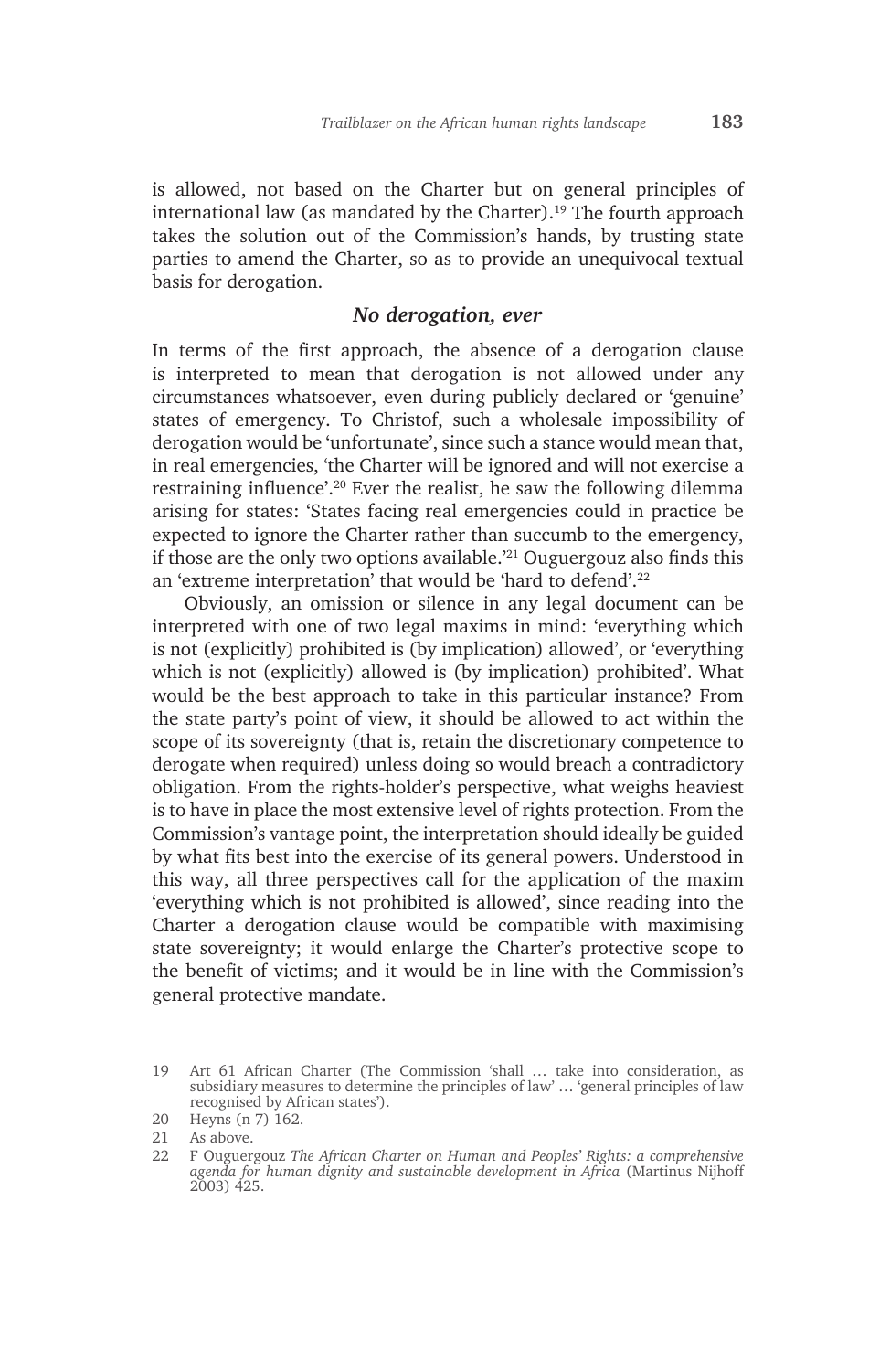is allowed, not based on the Charter but on general principles of international law (as mandated by the Charter).[19] The fourth approach takes the solution out of the Commission's hands, by trusting state parties to amend the Charter, so as to provide an unequivocal textual basis for derogation.

### *No derogation, ever*

In terms of the first approach, the absence of a derogation clause is interpreted to mean that derogation is not allowed under any circumstances whatsoever, even during publicly declared or 'genuine' states of emergency. To Christof, such a wholesale impossibility of derogation would be 'unfortunate', since such a stance would mean that, in real emergencies, 'the Charter will be ignored and will not exercise a restraining influence'.[20] Ever the realist, he saw the following dilemma arising for states: 'States facing real emergencies could in practice be expected to ignore the Charter rather than succumb to the emergency, if those are the only two options available.'[21] Ouguergouz also finds this an 'extreme interpretation' that would be 'hard to defend'.[22]

Obviously, an omission or silence in any legal document can be interpreted with one of two legal maxims in mind: 'everything which is not (explicitly) prohibited is (by implication) allowed', or 'everything which is not (explicitly) allowed is (by implication) prohibited'. What would be the best approach to take in this particular instance? From the state party's point of view, it should be allowed to act within the scope of its sovereignty (that is, retain the discretionary competence to derogate when required) unless doing so would breach a contradictory obligation. From the rights-holder's perspective, what weighs heaviest is to have in place the most extensive level of rights protection. From the Commission's vantage point, the interpretation should ideally be guided by what fits best into the exercise of its general powers. Understood in this way, all three perspectives call for the application of the maxim 'everything which is not prohibited is allowed', since reading into the Charter a derogation clause would be compatible with maximising state sovereignty; it would enlarge the Charter's protective scope to the benefit of victims; and it would be in line with the Commission's general protective mandate.

---

19 Art 61 African Charter (The Commission 'shall … take into consideration, as subsidiary measures to determine the principles of law' … 'general principles of law recognised by African states').

20 Heyns (n 7) 162.

21 As above.

22 F Ouguergouz *The African Charter on Human and Peoples' Rights: a comprehensive agenda for human dignity and sustainable development in Africa* (Martinus Nijhoff 2003) 425.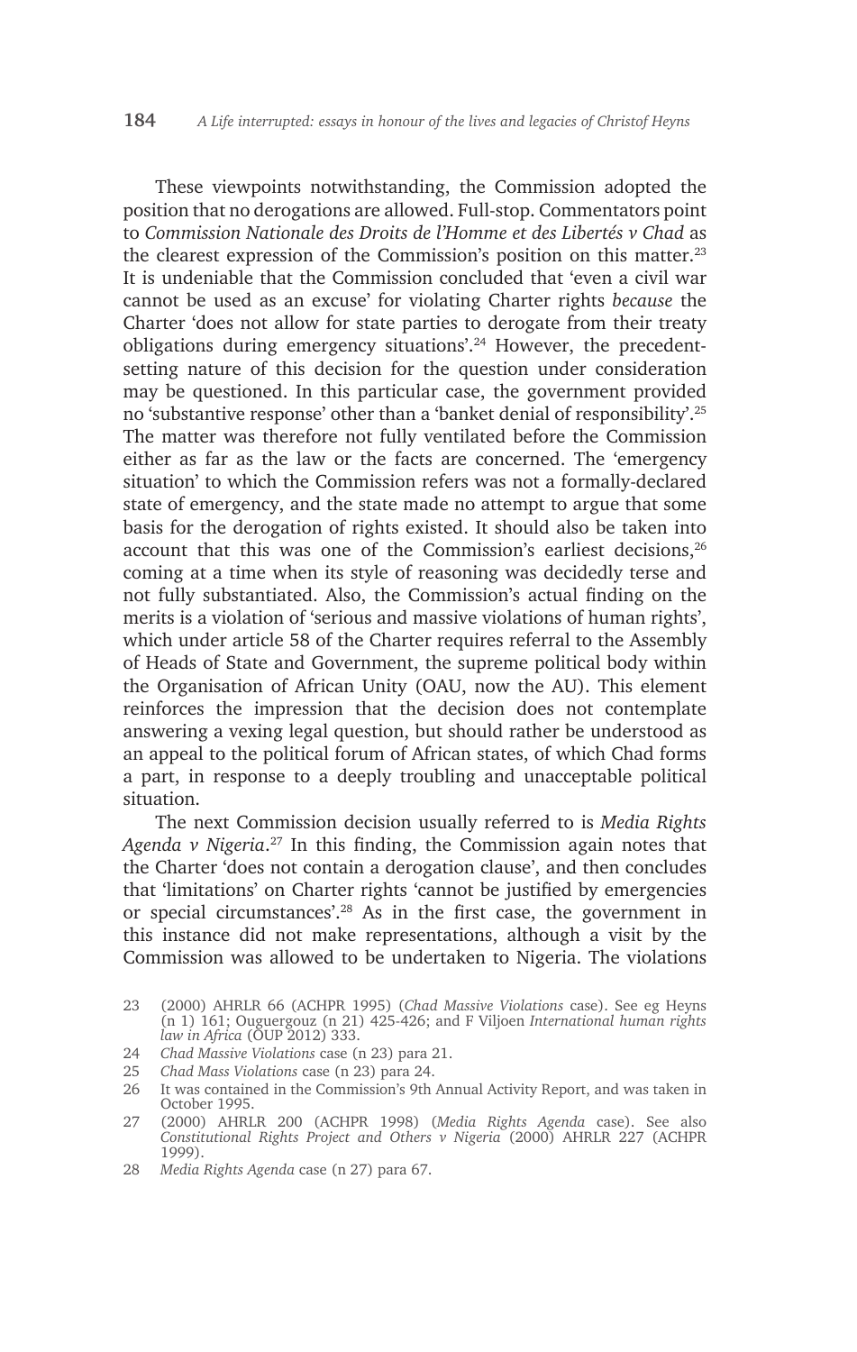These viewpoints notwithstanding, the Commission adopted the position that no derogations are allowed. Full-stop. Commentators point to *Commission Nationale des Droits de l'Homme et des Libertés v Chad* as the clearest expression of the Commission's position on this matter.[23] It is undeniable that the Commission concluded that 'even a civil war cannot be used as an excuse' for violating Charter rights *because* the Charter 'does not allow for state parties to derogate from their treaty obligations during emergency situations'.[24] However, the precedent-setting nature of this decision for the question under consideration may be questioned. In this particular case, the government provided no 'substantive response' other than a 'banket denial of responsibility'.[25] The matter was therefore not fully ventilated before the Commission either as far as the law or the facts are concerned. The 'emergency situation' to which the Commission refers was not a formally-declared state of emergency, and the state made no attempt to argue that some basis for the derogation of rights existed. It should also be taken into account that this was one of the Commission's earliest decisions,[26] coming at a time when its style of reasoning was decidedly terse and not fully substantiated. Also, the Commission's actual finding on the merits is a violation of 'serious and massive violations of human rights', which under article 58 of the Charter requires referral to the Assembly of Heads of State and Government, the supreme political body within the Organisation of African Unity (OAU, now the AU). This element reinforces the impression that the decision does not contemplate answering a vexing legal question, but should rather be understood as an appeal to the political forum of African states, of which Chad forms a part, in response to a deeply troubling and unacceptable political situation.

The next Commission decision usually referred to is *Media Rights Agenda v Nigeria*.[27] In this finding, the Commission again notes that the Charter 'does not contain a derogation clause', and then concludes that 'limitations' on Charter rights 'cannot be justified by emergencies or special circumstances'.[28] As in the first case, the government in this instance did not make representations, although a visit by the Commission was allowed to be undertaken to Nigeria. The violations

23 (2000) AHRLR 66 (ACHPR 1995) (*Chad Massive Violations* case). See eg Heyns (n 1) 161; Ouguergouz (n 21) 425-426; and F Viljoen *International human rights law in Africa* (OUP 2012) 333.

24 *Chad Massive Violations* case (n 23) para 21.

25 *Chad Mass Violations* case (n 23) para 24.

26 It was contained in the Commission's 9th Annual Activity Report, and was taken in October 1995.

27 (2000) AHRLR 200 (ACHPR 1998) (*Media Rights Agenda* case). See also *Constitutional Rights Project and Others v Nigeria* (2000) AHRLR 227 (ACHPR 1999).

28 *Media Rights Agenda* case (n 27) para 67.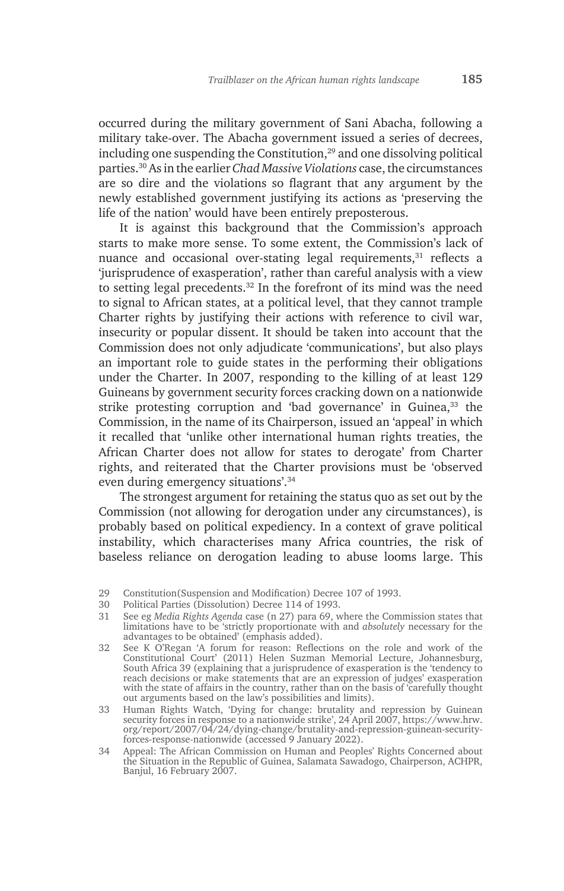occurred during the military government of Sani Abacha, following a military take-over. The Abacha government issued a series of decrees, including one suspending the Constitution,[29] and one dissolving political parties.[30] As in the earlier *Chad Massive Violations* case, the circumstances are so dire and the violations so flagrant that any argument by the newly established government justifying its actions as 'preserving the life of the nation' would have been entirely preposterous.

It is against this background that the Commission's approach starts to make more sense. To some extent, the Commission's lack of nuance and occasional over-stating legal requirements,[31] reflects a 'jurisprudence of exasperation', rather than careful analysis with a view to setting legal precedents.[32] In the forefront of its mind was the need to signal to African states, at a political level, that they cannot trample Charter rights by justifying their actions with reference to civil war, insecurity or popular dissent. It should be taken into account that the Commission does not only adjudicate 'communications', but also plays an important role to guide states in the performing their obligations under the Charter. In 2007, responding to the killing of at least 129 Guineans by government security forces cracking down on a nationwide strike protesting corruption and 'bad governance' in Guinea,[33] the Commission, in the name of its Chairperson, issued an 'appeal' in which it recalled that 'unlike other international human rights treaties, the African Charter does not allow for states to derogate' from Charter rights, and reiterated that the Charter provisions must be 'observed even during emergency situations'.[34]

The strongest argument for retaining the status quo as set out by the Commission (not allowing for derogation under any circumstances), is probably based on political expediency. In a context of grave political instability, which characterises many Africa countries, the risk of baseless reliance on derogation leading to abuse looms large. This

29 Constitution(Suspension and Modification) Decree 107 of 1993.

30 Political Parties (Dissolution) Decree 114 of 1993.

31 See eg *Media Rights Agenda* case (n 27) para 69, where the Commission states that limitations have to be 'strictly proportionate with and *absolutely* necessary for the advantages to be obtained' (emphasis added).

32 See K O'Regan 'A forum for reason: Reflections on the role and work of the Constitutional Court' (2011) Helen Suzman Memorial Lecture, Johannesburg, South Africa 39 (explaining that a jurisprudence of exasperation is the 'tendency to reach decisions or make statements that are an expression of judges' exasperation with the state of affairs in the country, rather than on the basis of 'carefully thought out arguments based on the law's possibilities and limits).

33 Human Rights Watch, 'Dying for change: brutality and repression by Guinean security forces in response to a nationwide strike', 24 April 2007, https://www.hrw.org/report/2007/04/24/dying-change/brutality-and-repression-guinean-security-forces-response-nationwide (accessed 9 January 2022).

34 Appeal: The African Commission on Human and Peoples' Rights Concerned about the Situation in the Republic of Guinea, Salamata Sawadogo, Chairperson, ACHPR, Banjul, 16 February 2007.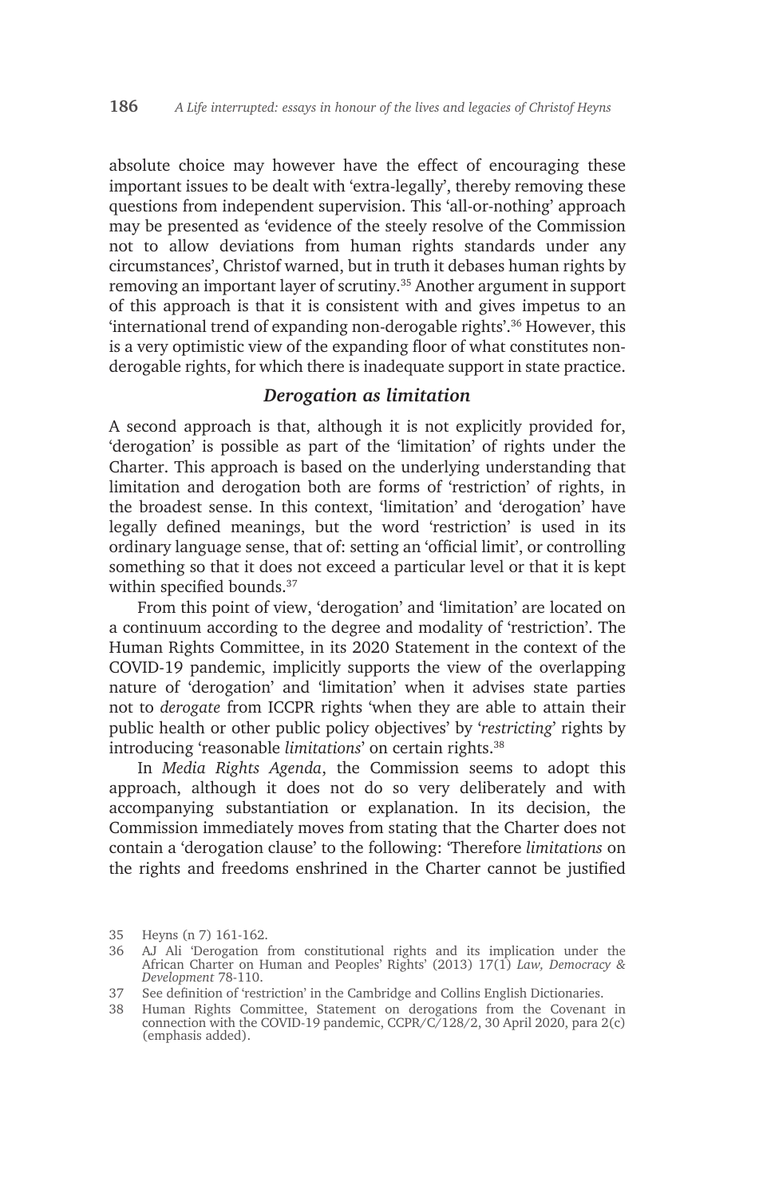absolute choice may however have the effect of encouraging these important issues to be dealt with 'extra-legally', thereby removing these questions from independent supervision. This 'all-or-nothing' approach may be presented as 'evidence of the steely resolve of the Commission not to allow deviations from human rights standards under any circumstances', Christof warned, but in truth it debases human rights by removing an important layer of scrutiny.[35] Another argument in support of this approach is that it is consistent with and gives impetus to an 'international trend of expanding non-derogable rights'.[36] However, this is a very optimistic view of the expanding floor of what constitutes non-derogable rights, for which there is inadequate support in state practice.

### *Derogation as limitation*

A second approach is that, although it is not explicitly provided for, 'derogation' is possible as part of the 'limitation' of rights under the Charter. This approach is based on the underlying understanding that limitation and derogation both are forms of 'restriction' of rights, in the broadest sense. In this context, 'limitation' and 'derogation' have legally defined meanings, but the word 'restriction' is used in its ordinary language sense, that of: setting an 'official limit', or controlling something so that it does not exceed a particular level or that it is kept within specified bounds.[37]

From this point of view, 'derogation' and 'limitation' are located on a continuum according to the degree and modality of 'restriction'. The Human Rights Committee, in its 2020 Statement in the context of the COVID-19 pandemic, implicitly supports the view of the overlapping nature of 'derogation' and 'limitation' when it advises state parties not to *derogate* from ICCPR rights 'when they are able to attain their public health or other public policy objectives' by '*restricting*' rights by introducing 'reasonable *limitations*' on certain rights.[38]

In *Media Rights Agenda*, the Commission seems to adopt this approach, although it does not do so very deliberately and with accompanying substantiation or explanation. In its decision, the Commission immediately moves from stating that the Charter does not contain a 'derogation clause' to the following: 'Therefore *limitations* on the rights and freedoms enshrined in the Charter cannot be justified

---

35 Heyns (n 7) 161-162.

36 AJ Ali 'Derogation from constitutional rights and its implication under the African Charter on Human and Peoples' Rights' (2013) 17(1) *Law, Democracy & Development* 78-110.

37 See definition of 'restriction' in the Cambridge and Collins English Dictionaries.

38 Human Rights Committee, Statement on derogations from the Covenant in connection with the COVID-19 pandemic, CCPR/C/128/2, 30 April 2020, para 2(c) (emphasis added).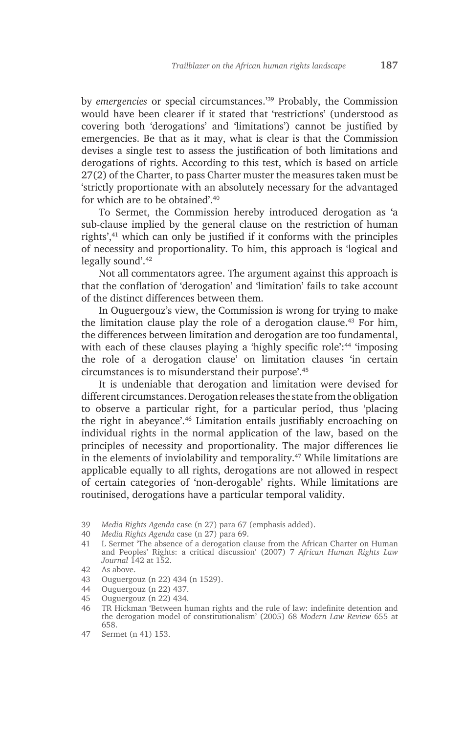by *emergencies* or special circumstances.'[39] Probably, the Commission would have been clearer if it stated that 'restrictions' (understood as covering both 'derogations' and 'limitations') cannot be justified by emergencies. Be that as it may, what is clear is that the Commission devises a single test to assess the justification of both limitations and derogations of rights. According to this test, which is based on article 27(2) of the Charter, to pass Charter muster the measures taken must be 'strictly proportionate with an absolutely necessary for the advantaged for which are to be obtained'.[40]

To Sermet, the Commission hereby introduced derogation as 'a sub-clause implied by the general clause on the restriction of human rights',[41] which can only be justified if it conforms with the principles of necessity and proportionality. To him, this approach is 'logical and legally sound'.[42]

Not all commentators agree. The argument against this approach is that the conflation of 'derogation' and 'limitation' fails to take account of the distinct differences between them.

In Ouguergouz's view, the Commission is wrong for trying to make the limitation clause play the role of a derogation clause.[43] For him, the differences between limitation and derogation are too fundamental, with each of these clauses playing a 'highly specific role':[44] 'imposing the role of a derogation clause' on limitation clauses 'in certain circumstances is to misunderstand their purpose'.[45]

It is undeniable that derogation and limitation were devised for different circumstances. Derogation releases the state from the obligation to observe a particular right, for a particular period, thus 'placing the right in abeyance'.[46] Limitation entails justifiably encroaching on individual rights in the normal application of the law, based on the principles of necessity and proportionality. The major differences lie in the elements of inviolability and temporality.[47] While limitations are applicable equally to all rights, derogations are not allowed in respect of certain categories of 'non-derogable' rights. While limitations are routinised, derogations have a particular temporal validity.

39 *Media Rights Agenda* case (n 27) para 67 (emphasis added).
40 *Media Rights Agenda* case (n 27) para 69.
41 L Sermet 'The absence of a derogation clause from the African Charter on Human and Peoples' Rights: a critical discussion' (2007) 7 *African Human Rights Law Journal* 142 at 152.
42 As above.
43 Ouguergouz (n 22) 434 (n 1529).
44 Ouguergouz (n 22) 437.
45 Ouguergouz (n 22) 434.
46 TR Hickman 'Between human rights and the rule of law: indefinite detention and the derogation model of constitutionalism' (2005) 68 *Modern Law Review* 655 at 658.
47 Sermet (n 41) 153.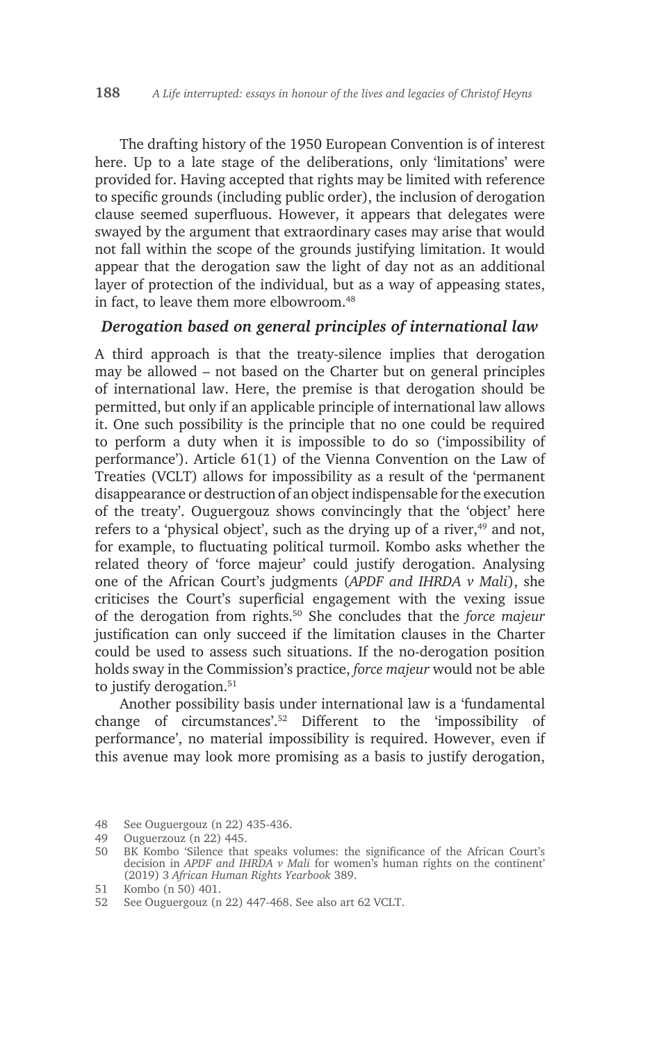The drafting history of the 1950 European Convention is of interest here. Up to a late stage of the deliberations, only 'limitations' were provided for. Having accepted that rights may be limited with reference to specific grounds (including public order), the inclusion of derogation clause seemed superfluous. However, it appears that delegates were swayed by the argument that extraordinary cases may arise that would not fall within the scope of the grounds justifying limitation. It would appear that the derogation saw the light of day not as an additional layer of protection of the individual, but as a way of appeasing states, in fact, to leave them more elbowroom.[48]

### *Derogation based on general principles of international law*

A third approach is that the treaty-silence implies that derogation may be allowed – not based on the Charter but on general principles of international law. Here, the premise is that derogation should be permitted, but only if an applicable principle of international law allows it. One such possibility is the principle that no one could be required to perform a duty when it is impossible to do so ('impossibility of performance'). Article 61(1) of the Vienna Convention on the Law of Treaties (VCLT) allows for impossibility as a result of the 'permanent disappearance or destruction of an object indispensable for the execution of the treaty'. Ouguergouz shows convincingly that the 'object' here refers to a 'physical object', such as the drying up of a river,[49] and not, for example, to fluctuating political turmoil. Kombo asks whether the related theory of 'force majeur' could justify derogation. Analysing one of the African Court's judgments (*APDF and IHRDA v Mali*), she criticises the Court's superficial engagement with the vexing issue of the derogation from rights.[50] She concludes that the *force majeur* justification can only succeed if the limitation clauses in the Charter could be used to assess such situations. If the no-derogation position holds sway in the Commission's practice, *force majeur* would not be able to justify derogation.[51]

Another possibility basis under international law is a 'fundamental change of circumstances'.[52] Different to the 'impossibility of performance', no material impossibility is required. However, even if this avenue may look more promising as a basis to justify derogation,

48 See Ouguergouz (n 22) 435-436.

49 Ouguerzouz (n 22) 445.

50 BK Kombo 'Silence that speaks volumes: the significance of the African Court's decision in *APDF and IHRDA v Mali* for women's human rights on the continent' (2019) 3 *African Human Rights Yearbook* 389.

51 Kombo (n 50) 401.

52 See Ouguergouz (n 22) 447-468. See also art 62 VCLT.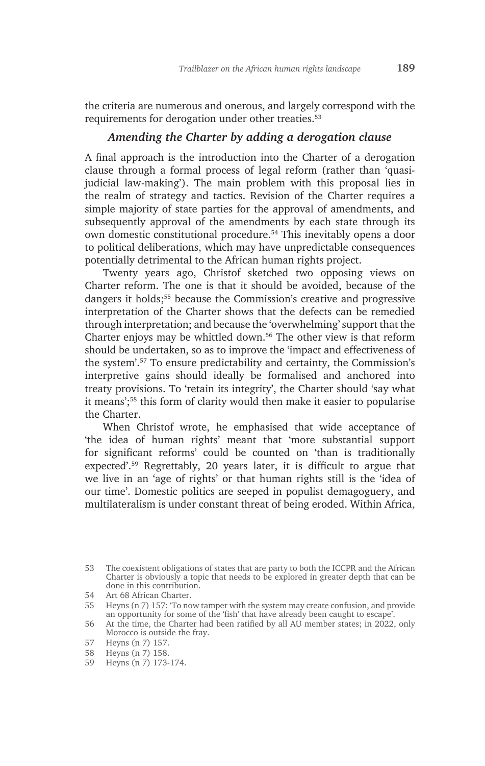the criteria are numerous and onerous, and largely correspond with the requirements for derogation under other treaties.[53]

### *Amending the Charter by adding a derogation clause*

A final approach is the introduction into the Charter of a derogation clause through a formal process of legal reform (rather than 'quasi-judicial law-making'). The main problem with this proposal lies in the realm of strategy and tactics. Revision of the Charter requires a simple majority of state parties for the approval of amendments, and subsequently approval of the amendments by each state through its own domestic constitutional procedure.[54] This inevitably opens a door to political deliberations, which may have unpredictable consequences potentially detrimental to the African human rights project.

Twenty years ago, Christof sketched two opposing views on Charter reform. The one is that it should be avoided, because of the dangers it holds;[55] because the Commission's creative and progressive interpretation of the Charter shows that the defects can be remedied through interpretation; and because the 'overwhelming' support that the Charter enjoys may be whittled down.[56] The other view is that reform should be undertaken, so as to improve the 'impact and effectiveness of the system'.[57] To ensure predictability and certainty, the Commission's interpretive gains should ideally be formalised and anchored into treaty provisions. To 'retain its integrity', the Charter should 'say what it means';[58] this form of clarity would then make it easier to popularise the Charter.

When Christof wrote, he emphasised that wide acceptance of 'the idea of human rights' meant that 'more substantial support for significant reforms' could be counted on 'than is traditionally expected'.[59] Regrettably, 20 years later, it is difficult to argue that we live in an 'age of rights' or that human rights still is the 'idea of our time'. Domestic politics are seeped in populist demagoguery, and multilateralism is under constant threat of being eroded. Within Africa,

---

53 The coexistent obligations of states that are party to both the ICCPR and the African Charter is obviously a topic that needs to be explored in greater depth that can be done in this contribution.

54 Art 68 African Charter.

55 Heyns (n 7) 157: 'To now tamper with the system may create confusion, and provide an opportunity for some of the 'fish' that have already been caught to escape'.

56 At the time, the Charter had been ratified by all AU member states; in 2022, only Morocco is outside the fray.

57 Heyns (n 7) 157.

58 Heyns (n 7) 158.

59 Heyns (n 7) 173-174.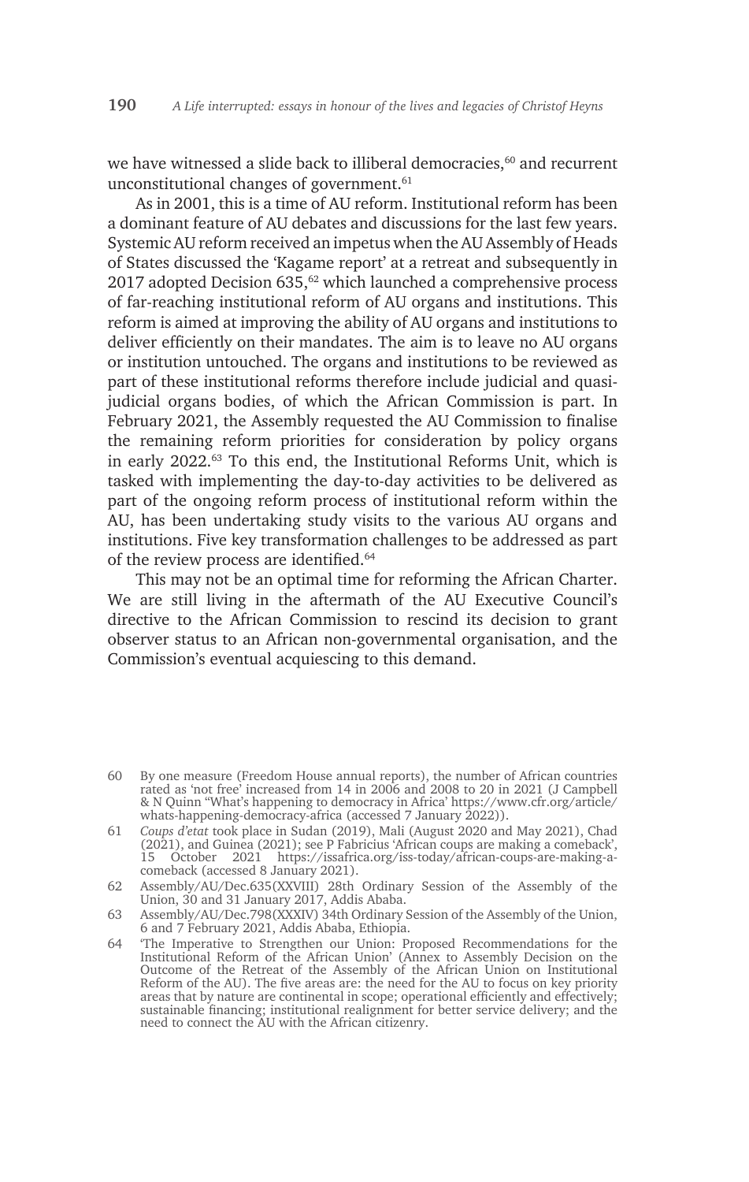we have witnessed a slide back to illiberal democracies,[60] and recurrent unconstitutional changes of government.[61]

As in 2001, this is a time of AU reform. Institutional reform has been a dominant feature of AU debates and discussions for the last few years. Systemic AU reform received an impetus when the AU Assembly of Heads of States discussed the 'Kagame report' at a retreat and subsequently in 2017 adopted Decision 635,[62] which launched a comprehensive process of far-reaching institutional reform of AU organs and institutions. This reform is aimed at improving the ability of AU organs and institutions to deliver efficiently on their mandates. The aim is to leave no AU organs or institution untouched. The organs and institutions to be reviewed as part of these institutional reforms therefore include judicial and quasi-judicial organs bodies, of which the African Commission is part. In February 2021, the Assembly requested the AU Commission to finalise the remaining reform priorities for consideration by policy organs in early 2022.[63] To this end, the Institutional Reforms Unit, which is tasked with implementing the day-to-day activities to be delivered as part of the ongoing reform process of institutional reform within the AU, has been undertaking study visits to the various AU organs and institutions. Five key transformation challenges to be addressed as part of the review process are identified.[64]

This may not be an optimal time for reforming the African Charter. We are still living in the aftermath of the AU Executive Council's directive to the African Commission to rescind its decision to grant observer status to an African non-governmental organisation, and the Commission's eventual acquiescing to this demand.

---

60 By one measure (Freedom House annual reports), the number of African countries rated as 'not free' increased from 14 in 2006 and 2008 to 20 in 2021 (J Campbell & N Quinn "What's happening to democracy in Africa' https://www.cfr.org/article/whats-happening-democracy-africa (accessed 7 January 2022)).

61 *Coups d'etat* took place in Sudan (2019), Mali (August 2020 and May 2021), Chad (2021), and Guinea (2021); see P Fabricius 'African coups are making a comeback', 15 October 2021 https://issafrica.org/iss-today/african-coups-are-making-a-comeback (accessed 8 January 2021).

62 Assembly/AU/Dec.635(XXVIII) 28th Ordinary Session of the Assembly of the Union, 30 and 31 January 2017, Addis Ababa.

63 Assembly/AU/Dec.798(XXXIV) 34th Ordinary Session of the Assembly of the Union, 6 and 7 February 2021, Addis Ababa, Ethiopia.

64 'The Imperative to Strengthen our Union: Proposed Recommendations for the Institutional Reform of the African Union' (Annex to Assembly Decision on the Outcome of the Retreat of the Assembly of the African Union on Institutional Reform of the AU). The five areas are: the need for the AU to focus on key priority areas that by nature are continental in scope; operational efficiently and effectively; sustainable financing; institutional realignment for better service delivery; and the need to connect the AU with the African citizenry.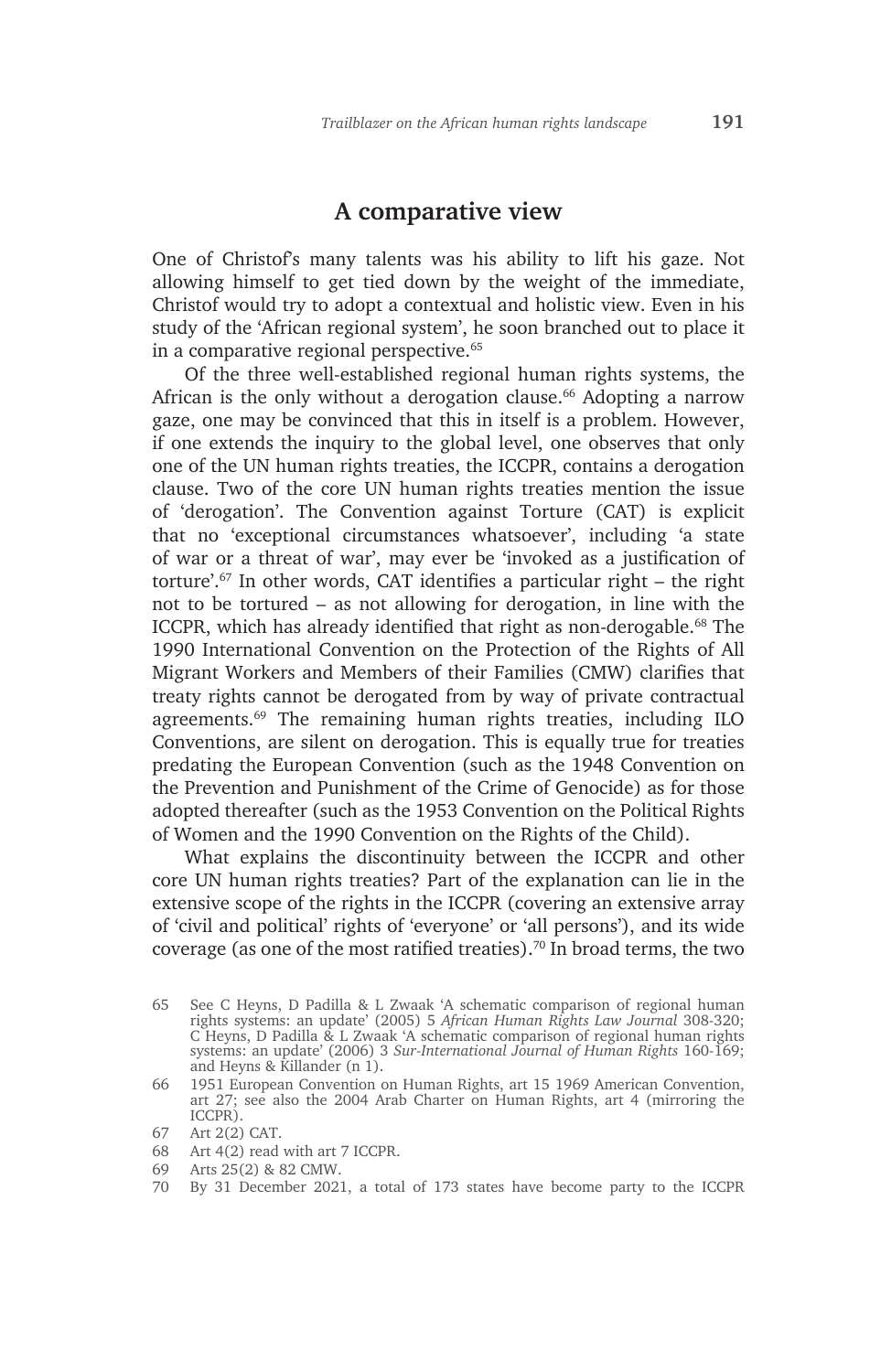## A comparative view

One of Christof's many talents was his ability to lift his gaze. Not allowing himself to get tied down by the weight of the immediate, Christof would try to adopt a contextual and holistic view. Even in his study of the 'African regional system', he soon branched out to place it in a comparative regional perspective.[65]

Of the three well-established regional human rights systems, the African is the only without a derogation clause.[66] Adopting a narrow gaze, one may be convinced that this in itself is a problem. However, if one extends the inquiry to the global level, one observes that only one of the UN human rights treaties, the ICCPR, contains a derogation clause. Two of the core UN human rights treaties mention the issue of 'derogation'. The Convention against Torture (CAT) is explicit that no 'exceptional circumstances whatsoever', including 'a state of war or a threat of war', may ever be 'invoked as a justification of torture'.[67] In other words, CAT identifies a particular right – the right not to be tortured – as not allowing for derogation, in line with the ICCPR, which has already identified that right as non-derogable.[68] The 1990 International Convention on the Protection of the Rights of All Migrant Workers and Members of their Families (CMW) clarifies that treaty rights cannot be derogated from by way of private contractual agreements.[69] The remaining human rights treaties, including ILO Conventions, are silent on derogation. This is equally true for treaties predating the European Convention (such as the 1948 Convention on the Prevention and Punishment of the Crime of Genocide) as for those adopted thereafter (such as the 1953 Convention on the Political Rights of Women and the 1990 Convention on the Rights of the Child).

What explains the discontinuity between the ICCPR and other core UN human rights treaties? Part of the explanation can lie in the extensive scope of the rights in the ICCPR (covering an extensive array of 'civil and political' rights of 'everyone' or 'all persons'), and its wide coverage (as one of the most ratified treaties).[70] In broad terms, the two

---

65 See C Heyns, D Padilla & L Zwaak 'A schematic comparison of regional human rights systems: an update' (2005) 5 *African Human Rights Law Journal* 308-320; C Heyns, D Padilla & L Zwaak 'A schematic comparison of regional human rights systems: an update' (2006) 3 *Sur-International Journal of Human Rights* 160-169; and Heyns & Killander (n 1).

66 1951 European Convention on Human Rights, art 15 1969 American Convention, art 27; see also the 2004 Arab Charter on Human Rights, art 4 (mirroring the ICCPR).

67 Art 2(2) CAT.

68 Art 4(2) read with art 7 ICCPR.

69 Arts 25(2) & 82 CMW.

70 By 31 December 2021, a total of 173 states have become party to the ICCPR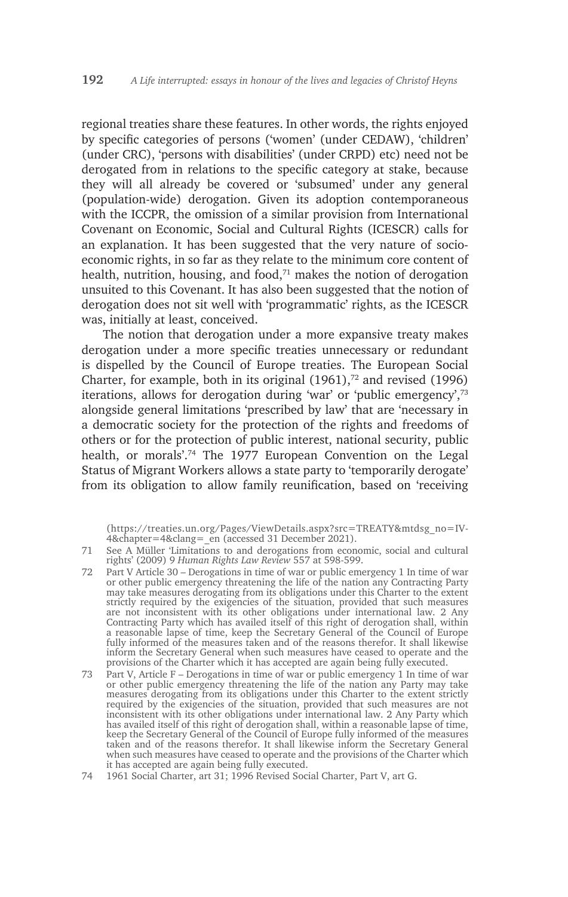regional treaties share these features. In other words, the rights enjoyed by specific categories of persons ('women' (under CEDAW), 'children' (under CRC), 'persons with disabilities' (under CRPD) etc) need not be derogated from in relations to the specific category at stake, because they will all already be covered or 'subsumed' under any general (population-wide) derogation. Given its adoption contemporaneous with the ICCPR, the omission of a similar provision from International Covenant on Economic, Social and Cultural Rights (ICESCR) calls for an explanation. It has been suggested that the very nature of socio-economic rights, in so far as they relate to the minimum core content of health, nutrition, housing, and food,[71] makes the notion of derogation unsuited to this Covenant. It has also been suggested that the notion of derogation does not sit well with 'programmatic' rights, as the ICESCR was, initially at least, conceived.

The notion that derogation under a more expansive treaty makes derogation under a more specific treaties unnecessary or redundant is dispelled by the Council of Europe treaties. The European Social Charter, for example, both in its original (1961),[72] and revised (1996) iterations, allows for derogation during 'war' or 'public emergency',[73] alongside general limitations 'prescribed by law' that are 'necessary in a democratic society for the protection of the rights and freedoms of others or for the protection of public interest, national security, public health, or morals'.[74] The 1977 European Convention on the Legal Status of Migrant Workers allows a state party to 'temporarily derogate' from its obligation to allow family reunification, based on 'receiving

(https://treaties.un.org/Pages/ViewDetails.aspx?src=TREATY&mtdsg_no=IV-4&chapter=4&clang=_en (accessed 31 December 2021).

71 See A Müller 'Limitations to and derogations from economic, social and cultural rights' (2009) 9 *Human Rights Law Review* 557 at 598-599.

72 Part V Article 30 – Derogations in time of war or public emergency 1 In time of war or other public emergency threatening the life of the nation any Contracting Party may take measures derogating from its obligations under this Charter to the extent strictly required by the exigencies of the situation, provided that such measures are not inconsistent with its other obligations under international law. 2 Any Contracting Party which has availed itself of this right of derogation shall, within a reasonable lapse of time, keep the Secretary General of the Council of Europe fully informed of the measures taken and of the reasons therefor. It shall likewise inform the Secretary General when such measures have ceased to operate and the provisions of the Charter which it has accepted are again being fully executed.

73 Part V, Article F – Derogations in time of war or public emergency 1 In time of war or other public emergency threatening the life of the nation any Party may take measures derogating from its obligations under this Charter to the extent strictly required by the exigencies of the situation, provided that such measures are not inconsistent with its other obligations under international law. 2 Any Party which has availed itself of this right of derogation shall, within a reasonable lapse of time, keep the Secretary General of the Council of Europe fully informed of the measures taken and of the reasons therefor. It shall likewise inform the Secretary General when such measures have ceased to operate and the provisions of the Charter which it has accepted are again being fully executed.

74 1961 Social Charter, art 31; 1996 Revised Social Charter, Part V, art G.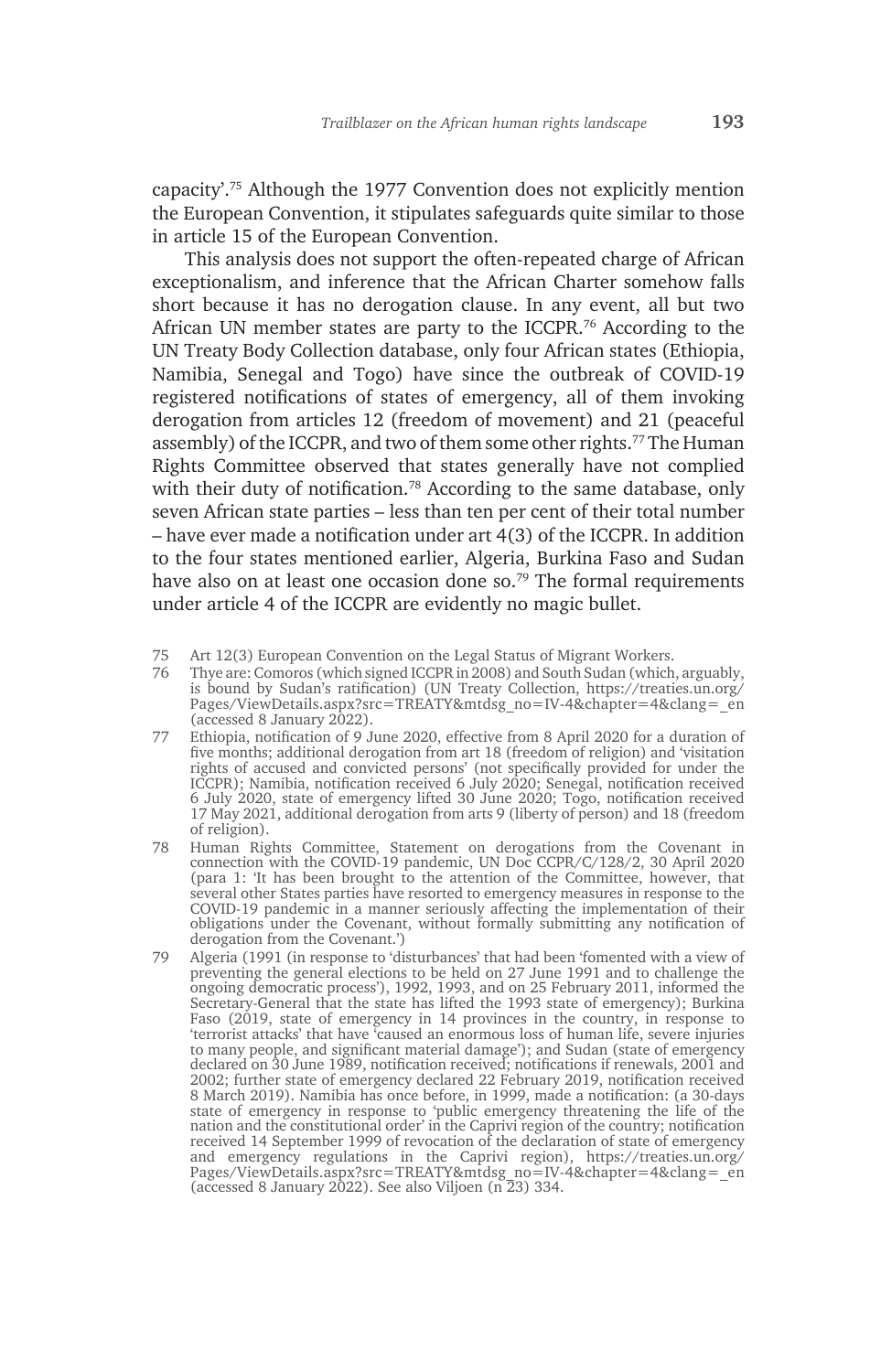capacity'.[75] Although the 1977 Convention does not explicitly mention the European Convention, it stipulates safeguards quite similar to those in article 15 of the European Convention.

This analysis does not support the often-repeated charge of African exceptionalism, and inference that the African Charter somehow falls short because it has no derogation clause. In any event, all but two African UN member states are party to the ICCPR.[76] According to the UN Treaty Body Collection database, only four African states (Ethiopia, Namibia, Senegal and Togo) have since the outbreak of COVID-19 registered notifications of states of emergency, all of them invoking derogation from articles 12 (freedom of movement) and 21 (peaceful assembly) of the ICCPR, and two of them some other rights.[77] The Human Rights Committee observed that states generally have not complied with their duty of notification.[78] According to the same database, only seven African state parties – less than ten per cent of their total number – have ever made a notification under art 4(3) of the ICCPR. In addition to the four states mentioned earlier, Algeria, Burkina Faso and Sudan have also on at least one occasion done so.[79] The formal requirements under article 4 of the ICCPR are evidently no magic bullet.

75 Art 12(3) European Convention on the Legal Status of Migrant Workers.

76 Thye are: Comoros (which signed ICCPR in 2008) and South Sudan (which, arguably, is bound by Sudan's ratification) (UN Treaty Collection, https://treaties.un.org/Pages/ViewDetails.aspx?src=TREATY&mtdsg_no=IV-4&chapter=4&clang=_en (accessed 8 January 2022).

77 Ethiopia, notification of 9 June 2020, effective from 8 April 2020 for a duration of five months; additional derogation from art 18 (freedom of religion) and 'visitation rights of accused and convicted persons' (not specifically provided for under the ICCPR); Namibia, notification received 6 July 2020; Senegal, notification received 6 July 2020, state of emergency lifted 30 June 2020; Togo, notification received 17 May 2021, additional derogation from arts 9 (liberty of person) and 18 (freedom of religion).

78 Human Rights Committee, Statement on derogations from the Covenant in connection with the COVID-19 pandemic, UN Doc CCPR/C/128/2, 30 April 2020 (para 1: 'It has been brought to the attention of the Committee, however, that several other States parties have resorted to emergency measures in response to the COVID-19 pandemic in a manner seriously affecting the implementation of their obligations under the Covenant, without formally submitting any notification of derogation from the Covenant.')

79 Algeria (1991 (in response to 'disturbances' that had been 'fomented with a view of preventing the general elections to be held on 27 June 1991 and to challenge the ongoing democratic process'), 1992, 1993, and on 25 February 2011, informed the Secretary-General that the state has lifted the 1993 state of emergency); Burkina Faso (2019, state of emergency in 14 provinces in the country, in response to 'terrorist attacks' that have 'caused an enormous loss of human life, severe injuries to many people, and significant material damage'); and Sudan (state of emergency declared on 30 June 1989, notification received; notifications if renewals, 2001 and 2002; further state of emergency declared 22 February 2019, notification received 8 March 2019). Namibia has once before, in 1999, made a notification: (a 30-days state of emergency in response to 'public emergency threatening the life of the nation and the constitutional order' in the Caprivi region of the country; notification received 14 September 1999 of revocation of the declaration of state of emergency and emergency regulations in the Caprivi region), https://treaties.un.org/Pages/ViewDetails.aspx?src=TREATY&mtdsg_no=IV-4&chapter=4&clang=_en (accessed 8 January 2022). See also Viljoen (n 23) 334.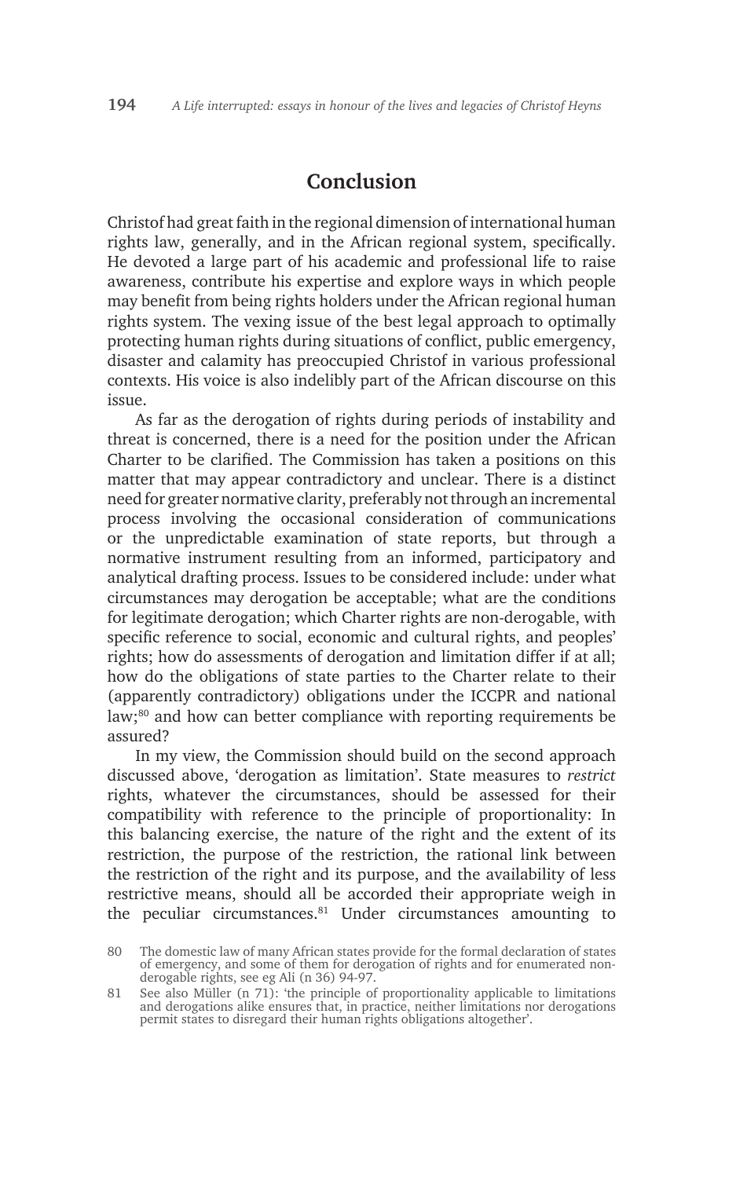## Conclusion

Christof had great faith in the regional dimension of international human rights law, generally, and in the African regional system, specifically. He devoted a large part of his academic and professional life to raise awareness, contribute his expertise and explore ways in which people may benefit from being rights holders under the African regional human rights system. The vexing issue of the best legal approach to optimally protecting human rights during situations of conflict, public emergency, disaster and calamity has preoccupied Christof in various professional contexts. His voice is also indelibly part of the African discourse on this issue.

As far as the derogation of rights during periods of instability and threat is concerned, there is a need for the position under the African Charter to be clarified. The Commission has taken a positions on this matter that may appear contradictory and unclear. There is a distinct need for greater normative clarity, preferably not through an incremental process involving the occasional consideration of communications or the unpredictable examination of state reports, but through a normative instrument resulting from an informed, participatory and analytical drafting process. Issues to be considered include: under what circumstances may derogation be acceptable; what are the conditions for legitimate derogation; which Charter rights are non-derogable, with specific reference to social, economic and cultural rights, and peoples' rights; how do assessments of derogation and limitation differ if at all; how do the obligations of state parties to the Charter relate to their (apparently contradictory) obligations under the ICCPR and national law;[80] and how can better compliance with reporting requirements be assured?

In my view, the Commission should build on the second approach discussed above, 'derogation as limitation'. State measures to *restrict* rights, whatever the circumstances, should be assessed for their compatibility with reference to the principle of proportionality: In this balancing exercise, the nature of the right and the extent of its restriction, the purpose of the restriction, the rational link between the restriction of the right and its purpose, and the availability of less restrictive means, should all be accorded their appropriate weigh in the peculiar circumstances.[81] Under circumstances amounting to

80 The domestic law of many African states provide for the formal declaration of states of emergency, and some of them for derogation of rights and for enumerated non-derogable rights, see eg Ali (n 36) 94-97.

81 See also Müller (n 71): 'the principle of proportionality applicable to limitations and derogations alike ensures that, in practice, neither limitations nor derogations permit states to disregard their human rights obligations altogether'.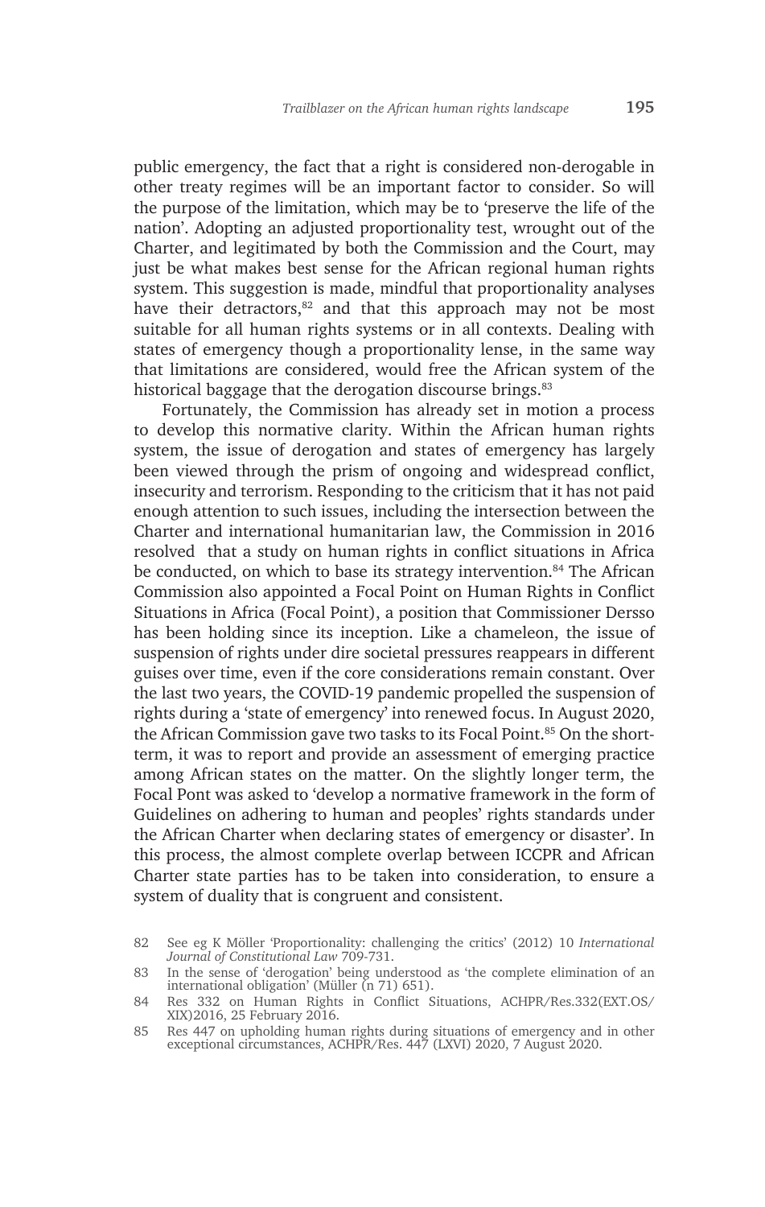public emergency, the fact that a right is considered non-derogable in other treaty regimes will be an important factor to consider. So will the purpose of the limitation, which may be to 'preserve the life of the nation'. Adopting an adjusted proportionality test, wrought out of the Charter, and legitimated by both the Commission and the Court, may just be what makes best sense for the African regional human rights system. This suggestion is made, mindful that proportionality analyses have their detractors,[82] and that this approach may not be most suitable for all human rights systems or in all contexts. Dealing with states of emergency though a proportionality lense, in the same way that limitations are considered, would free the African system of the historical baggage that the derogation discourse brings.[83]

Fortunately, the Commission has already set in motion a process to develop this normative clarity. Within the African human rights system, the issue of derogation and states of emergency has largely been viewed through the prism of ongoing and widespread conflict, insecurity and terrorism. Responding to the criticism that it has not paid enough attention to such issues, including the intersection between the Charter and international humanitarian law, the Commission in 2016 resolved that a study on human rights in conflict situations in Africa be conducted, on which to base its strategy intervention.[84] The African Commission also appointed a Focal Point on Human Rights in Conflict Situations in Africa (Focal Point), a position that Commissioner Dersso has been holding since its inception. Like a chameleon, the issue of suspension of rights under dire societal pressures reappears in different guises over time, even if the core considerations remain constant. Over the last two years, the COVID-19 pandemic propelled the suspension of rights during a 'state of emergency' into renewed focus. In August 2020, the African Commission gave two tasks to its Focal Point.[85] On the short-term, it was to report and provide an assessment of emerging practice among African states on the matter. On the slightly longer term, the Focal Pont was asked to 'develop a normative framework in the form of Guidelines on adhering to human and peoples' rights standards under the African Charter when declaring states of emergency or disaster'. In this process, the almost complete overlap between ICCPR and African Charter state parties has to be taken into consideration, to ensure a system of duality that is congruent and consistent.

82 See eg K Möller 'Proportionality: challenging the critics' (2012) 10 *International Journal of Constitutional Law* 709-731.

83 In the sense of 'derogation' being understood as 'the complete elimination of an international obligation' (Müller (n 71) 651).

84 Res 332 on Human Rights in Conflict Situations, ACHPR/Res.332(EXT.OS/XIX)2016, 25 February 2016.

85 Res 447 on upholding human rights during situations of emergency and in other exceptional circumstances, ACHPR/Res. 447 (LXVI) 2020, 7 August 2020.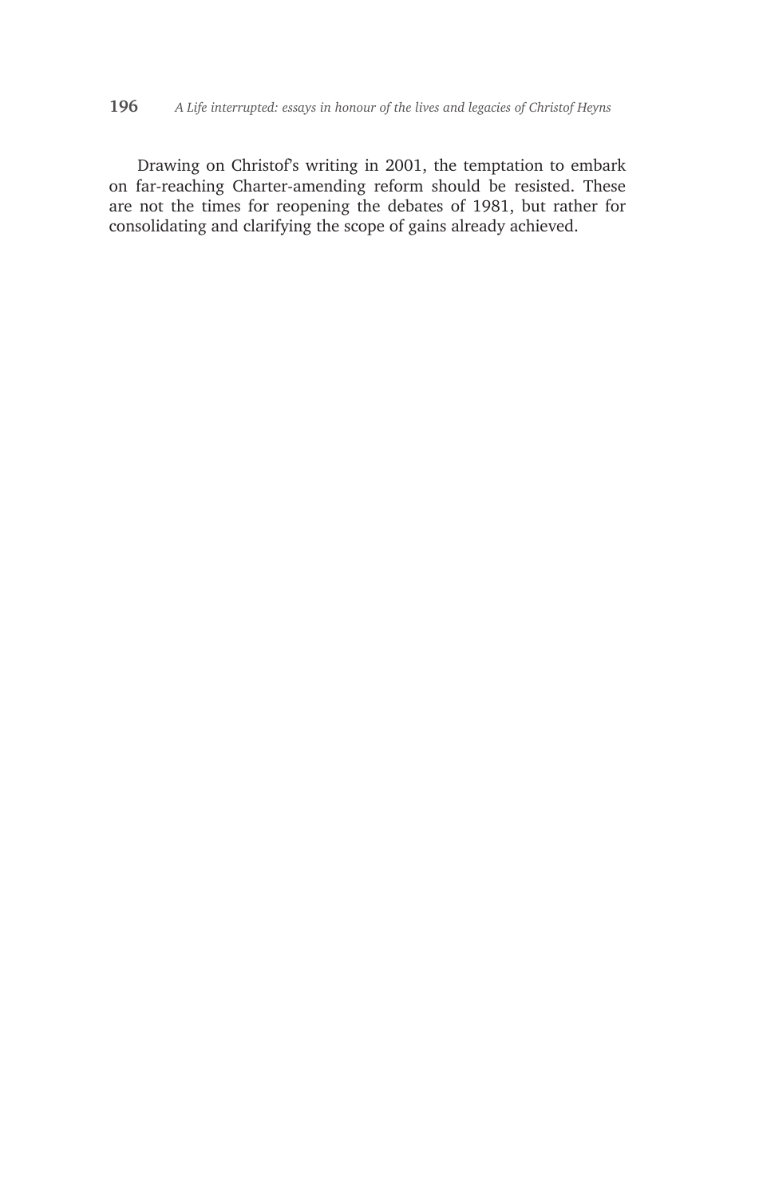Drawing on Christof's writing in 2001, the temptation to embark on far-reaching Charter-amending reform should be resisted. These are not the times for reopening the debates of 1981, but rather for consolidating and clarifying the scope of gains already achieved.